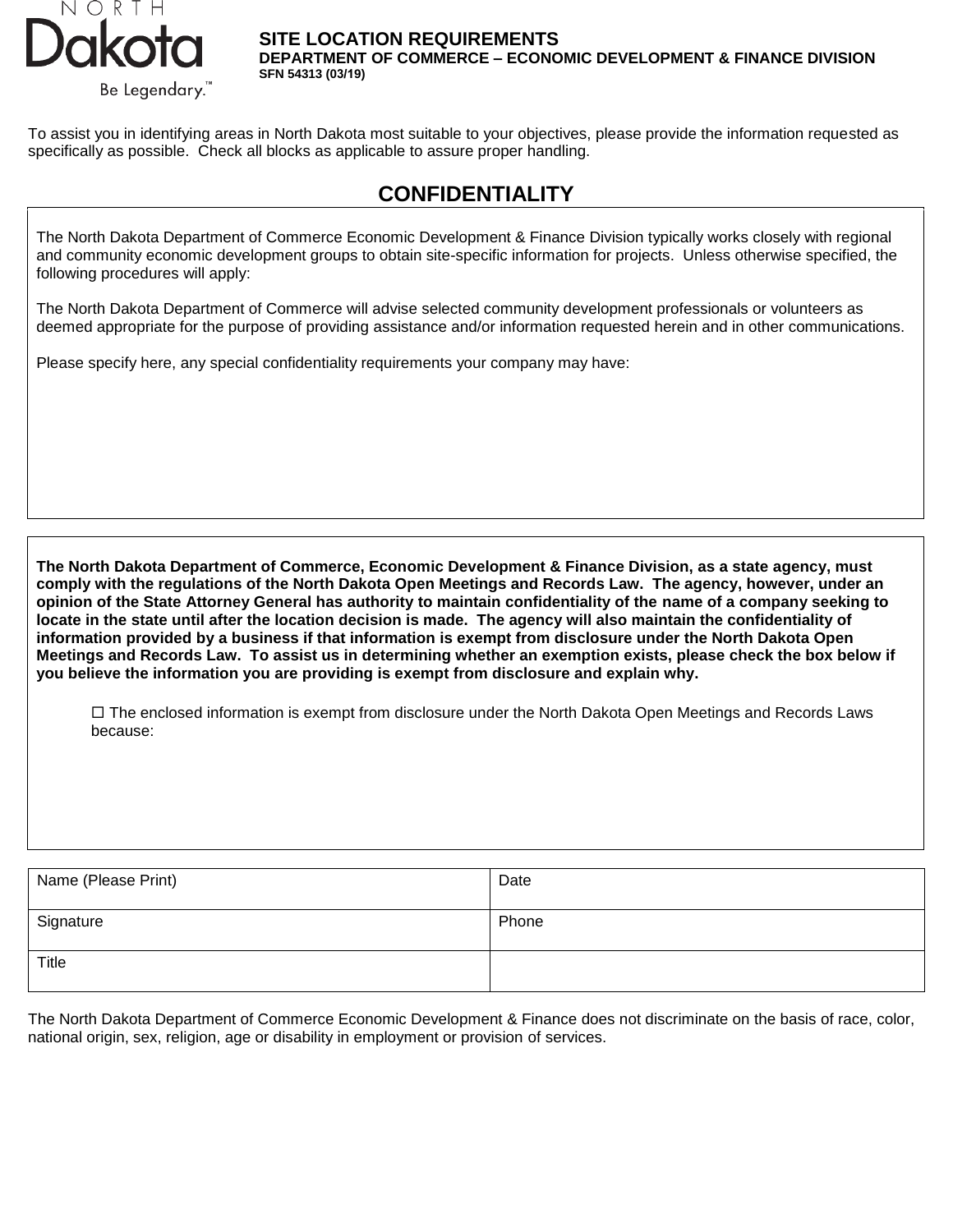NORTH Dakota Be Legendary.™

# SITE LOCATION REQUIREMENTS

**DEPARTMENT OF COMMERCE – ECONOMIC DEVELOPMENT & FINANCE DIVISION**
**SFN 54313 (03/19)**

To assist you in identifying areas in North Dakota most suitable to your objectives, please provide the information requested as specifically as possible. Check all blocks as applicable to assure proper handling.

## CONFIDENTIALITY

The North Dakota Department of Commerce Economic Development & Finance Division typically works closely with regional and community economic development groups to obtain site-specific information for projects. Unless otherwise specified, the following procedures will apply:

The North Dakota Department of Commerce will advise selected community development professionals or volunteers as deemed appropriate for the purpose of providing assistance and/or information requested herein and in other communications.

Please specify here, any special confidentiality requirements your company may have:

**The North Dakota Department of Commerce, Economic Development & Finance Division, as a state agency, must comply with the regulations of the North Dakota Open Meetings and Records Law. The agency, however, under an opinion of the State Attorney General has authority to maintain confidentiality of the name of a company seeking to locate in the state until after the location decision is made. The agency will also maintain the confidentiality of information provided by a business if that information is exempt from disclosure under the North Dakota Open Meetings and Records Law. To assist us in determining whether an exemption exists, please check the box below if you believe the information you are providing is exempt from disclosure and explain why.**

☐ The enclosed information is exempt from disclosure under the North Dakota Open Meetings and Records Laws because:

| Name (Please Print) | Date |
|---|---|
| Signature | Phone |
| Title | |

The North Dakota Department of Commerce Economic Development & Finance does not discriminate on the basis of race, color, national origin, sex, religion, age or disability in employment or provision of services.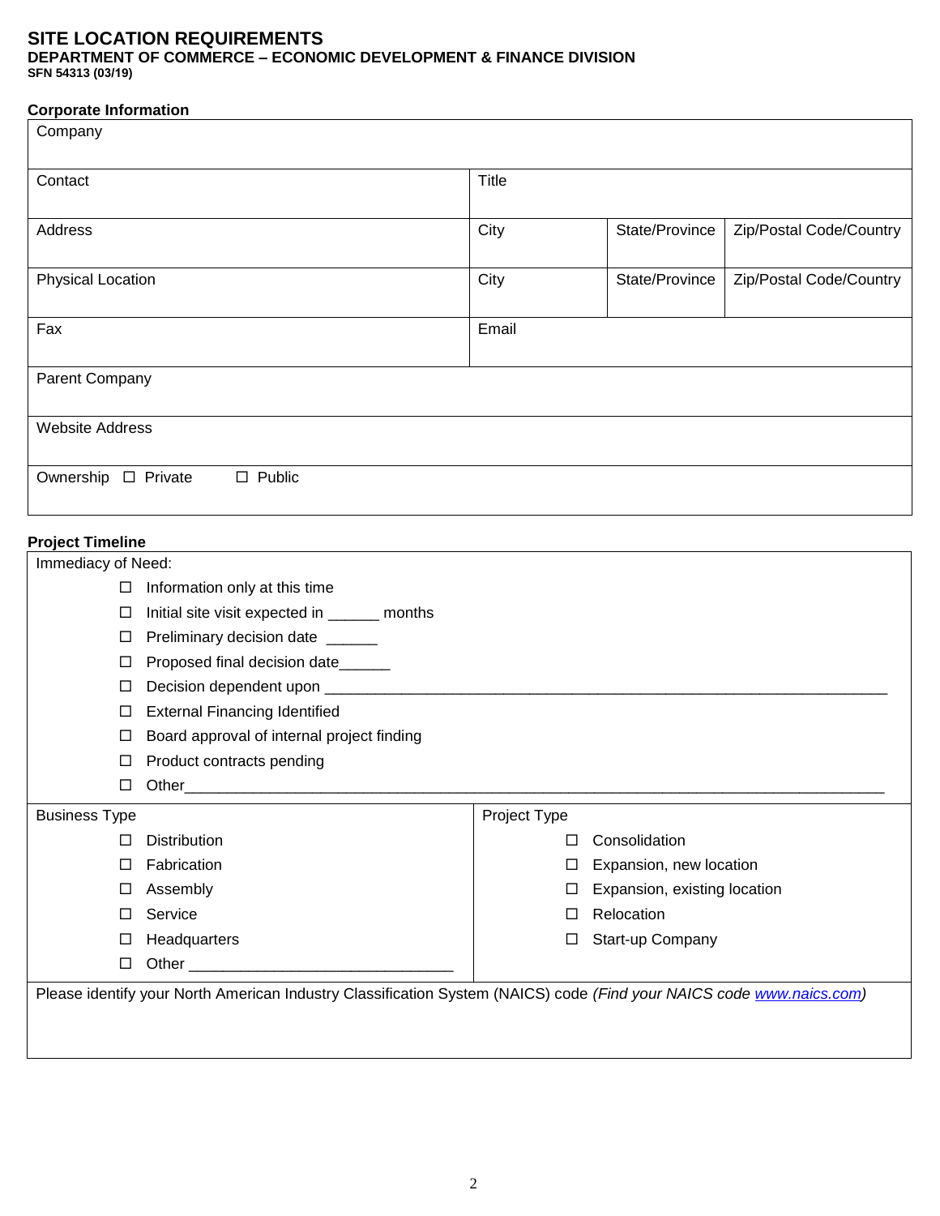# SITE LOCATION REQUIREMENTS

**DEPARTMENT OF COMMERCE – ECONOMIC DEVELOPMENT & FINANCE DIVISION**
**SFN 54313 (03/19)**

### Corporate Information

| Company | | | |
|---|---|---|---|
| Contact | Title | | |
| Address | City | State/Province | Zip/Postal Code/Country |
| Physical Location | City | State/Province | Zip/Postal Code/Country |
| Fax | Email | | |
| Parent Company | | | |
| Website Address | | | |
| Ownership ☐ Private ☐ Public | | | |

### Project Timeline

Immediacy of Need:

- ☐ Information only at this time
- ☐ Initial site visit expected in ______ months
- ☐ Preliminary decision date ______
- ☐ Proposed final decision date______
- ☐ Decision dependent upon ______________________________________________________________________
- ☐ External Financing Identified
- ☐ Board approval of internal project finding
- ☐ Product contracts pending
- ☐ Other______________________________________________________________________________________

| Business Type | Project Type |
|---|---|
| ☐ Distribution | ☐ Consolidation |
| ☐ Fabrication | ☐ Expansion, new location |
| ☐ Assembly | ☐ Expansion, existing location |
| ☐ Service | ☐ Relocation |
| ☐ Headquarters | ☐ Start-up Company |
| ☐ Other ______________________________ | |

Please identify your North American Industry Classification System (NAICS) code *(Find your NAICS code www.naics.com)*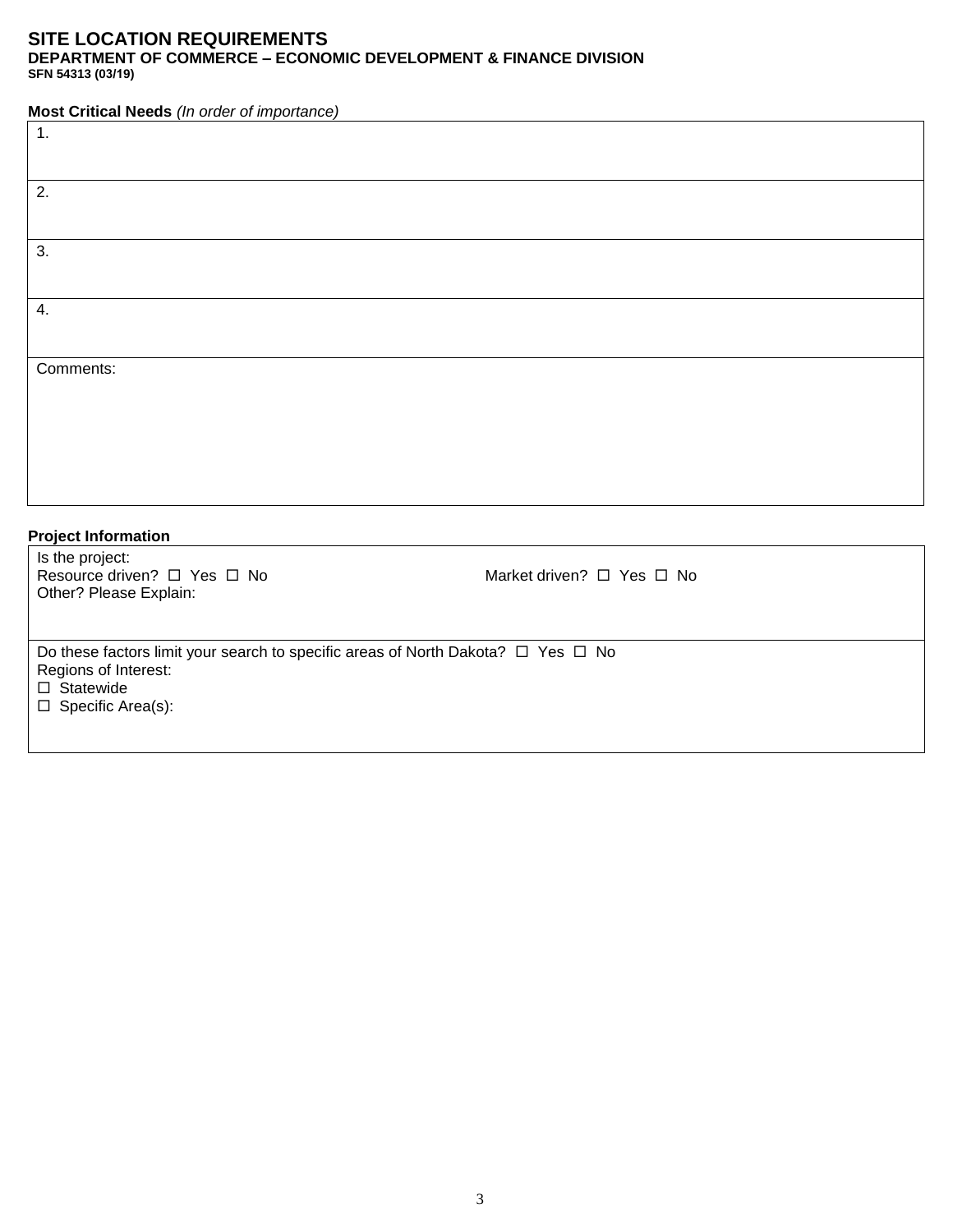# SITE LOCATION REQUIREMENTS

**DEPARTMENT OF COMMERCE – ECONOMIC DEVELOPMENT & FINANCE DIVISION**

**SFN 54313 (03/19)**

**Most Critical Needs** *(In order of importance)*

| |
|---|
| 1. |
| 2. |
| 3. |
| 4. |
| Comments: |

**Project Information**

Is the project:

Resource driven? ☐ Yes ☐ No

Market driven? ☐ Yes ☐ No

Other? Please Explain:

Do these factors limit your search to specific areas of North Dakota? ☐ Yes ☐ No

Regions of Interest:

☐ Statewide

☐ Specific Area(s):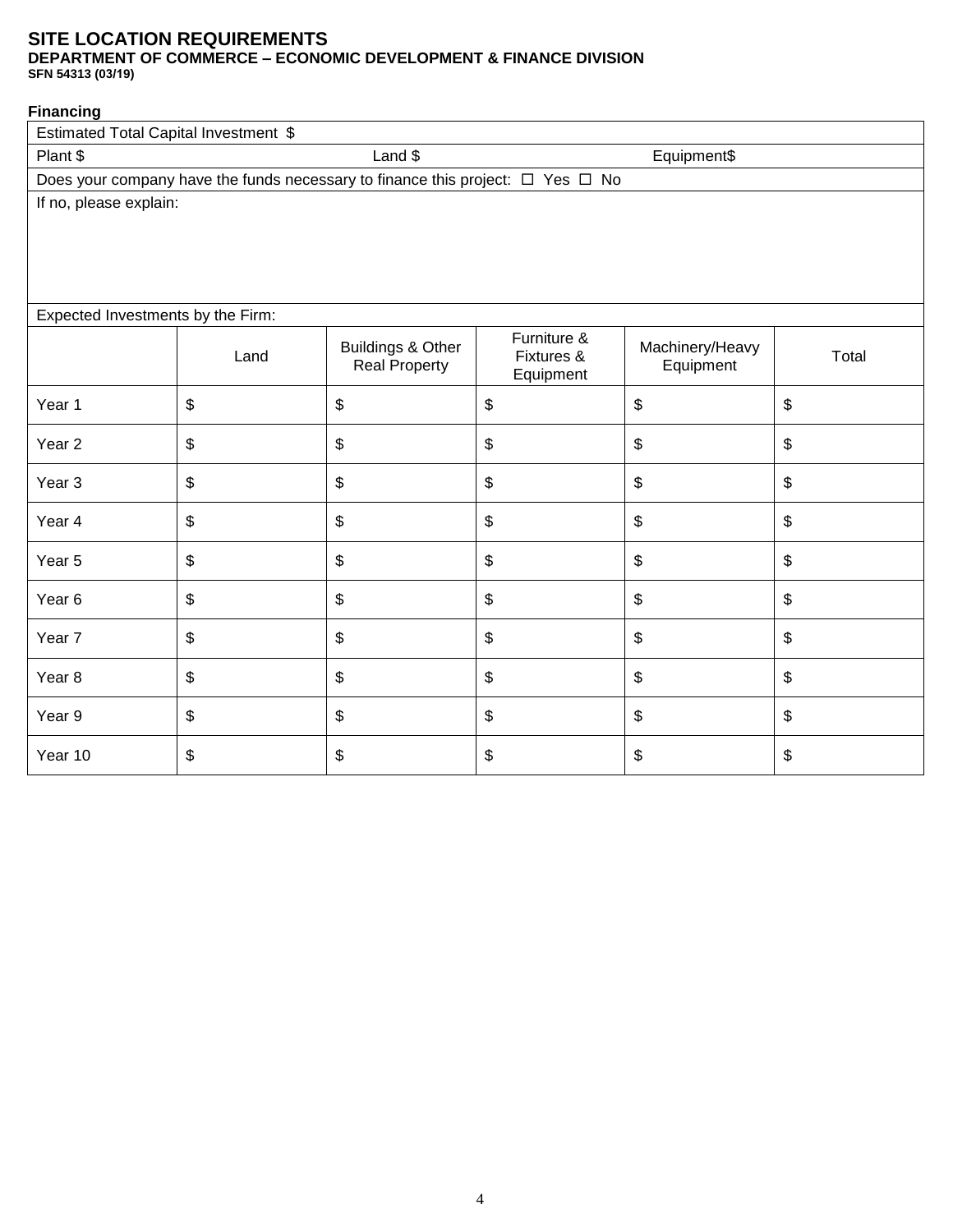# SITE LOCATION REQUIREMENTS

**DEPARTMENT OF COMMERCE – ECONOMIC DEVELOPMENT & FINANCE DIVISION**
**SFN 54313 (03/19)**

**Financing**

| Estimated Total Capital Investment $ | | |
|---|---|---|
| Plant $ | Land $ | Equipment$ |
| Does your company have the funds necessary to finance this project: ☐ Yes ☐ No | | |
| If no, please explain: | | |

Expected Investments by the Firm:

| | Land | Buildings & Other Real Property | Furniture & Fixtures & Equipment | Machinery/Heavy Equipment | Total |
|---|---|---|---|---|---|
| Year 1 | $ | $ | $ | $ | $ |
| Year 2 | $ | $ | $ | $ | $ |
| Year 3 | $ | $ | $ | $ | $ |
| Year 4 | $ | $ | $ | $ | $ |
| Year 5 | $ | $ | $ | $ | $ |
| Year 6 | $ | $ | $ | $ | $ |
| Year 7 | $ | $ | $ | $ | $ |
| Year 8 | $ | $ | $ | $ | $ |
| Year 9 | $ | $ | $ | $ | $ |
| Year 10 | $ | $ | $ | $ | $ |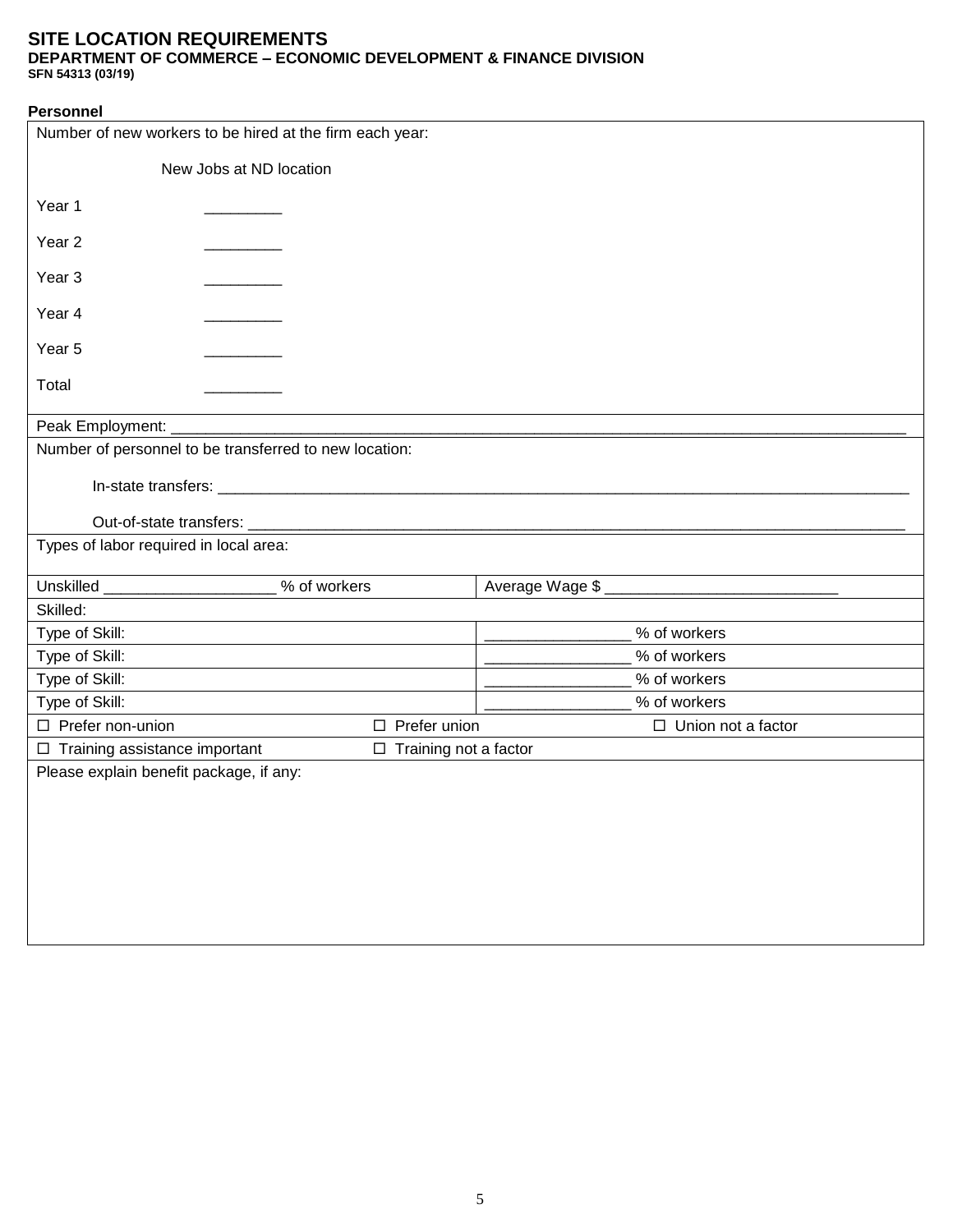# SITE LOCATION REQUIREMENTS

**DEPARTMENT OF COMMERCE – ECONOMIC DEVELOPMENT & FINANCE DIVISION**
**SFN 54313 (03/19)**

**Personnel**

Number of new workers to be hired at the firm each year:

| | New Jobs at ND location |
|---|---|
| Year 1 | _________ |
| Year 2 | _________ |
| Year 3 | _________ |
| Year 4 | _________ |
| Year 5 | _________ |
| Total | _________ |

Peak Employment: ______________________________________________________________________________

Number of personnel to be transferred to new location:

In-state transfers: ______________________________________________________________________________

Out-of-state transfers: __________________________________________________________________________

Types of labor required in local area:

| | |
|---|---|
| Unskilled ___________________ % of workers | Average Wage $ ___________________________ |
| Skilled: | |
| Type of Skill: | ________________ % of workers |
| Type of Skill: | ________________ % of workers |
| Type of Skill: | ________________ % of workers |
| Type of Skill: | ________________ % of workers |

☐ Prefer non-union ☐ Prefer union ☐ Union not a factor

☐ Training assistance important ☐ Training not a factor

Please explain benefit package, if any: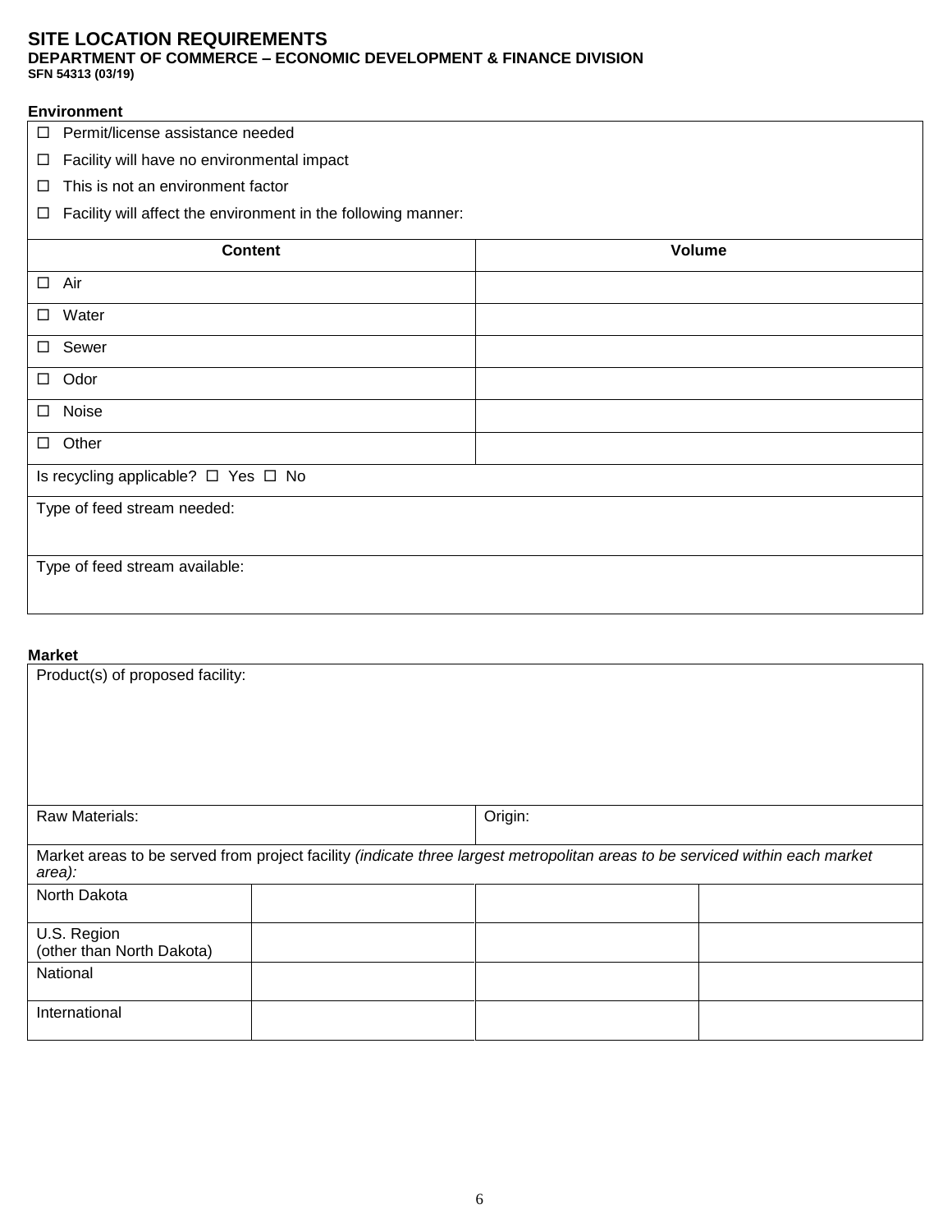# SITE LOCATION REQUIREMENTS

**DEPARTMENT OF COMMERCE – ECONOMIC DEVELOPMENT & FINANCE DIVISION**
**SFN 54313 (03/19)**

**Environment**

☐ Permit/license assistance needed

☐ Facility will have no environmental impact

☐ This is not an environment factor

☐ Facility will affect the environment in the following manner:

| Content | Volume |
|---|---|
| ☐ Air | |
| ☐ Water | |
| ☐ Sewer | |
| ☐ Odor | |
| ☐ Noise | |
| ☐ Other | |

Is recycling applicable? ☐ Yes ☐ No

Type of feed stream needed:

Type of feed stream available:

**Market**

Product(s) of proposed facility:

| Raw Materials: | Origin: |
|---|---|

Market areas to be served from project facility *(indicate three largest metropolitan areas to be serviced within each market area):*

| | | | |
|---|---|---|---|
| North Dakota | | | |
| U.S. Region (other than North Dakota) | | | |
| National | | | |
| International | | | |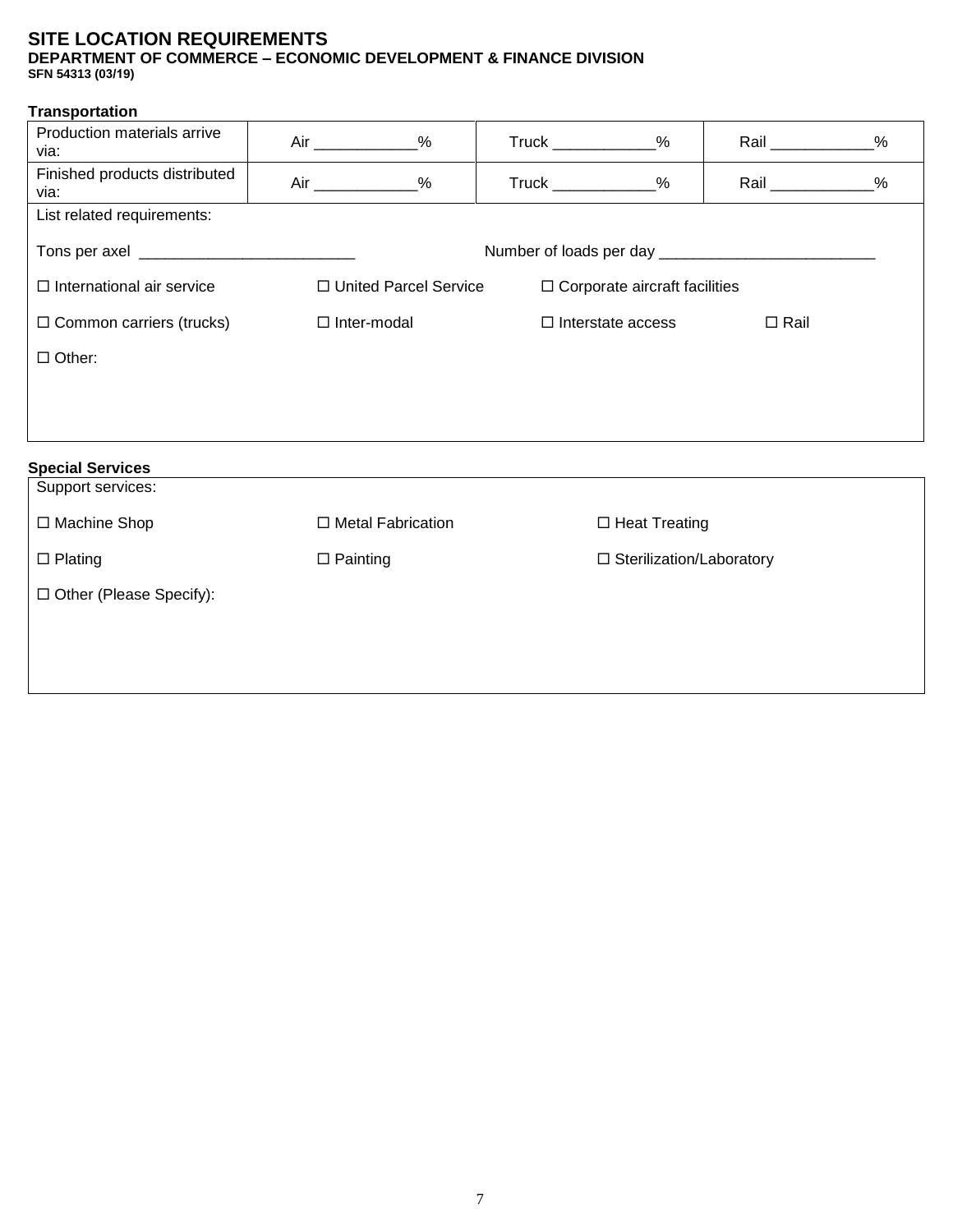# SITE LOCATION REQUIREMENTS

**DEPARTMENT OF COMMERCE – ECONOMIC DEVELOPMENT & FINANCE DIVISION**
**SFN 54313 (03/19)**

### Transportation

| | | | |
|---|---|---|---|
| Production materials arrive via: | Air ___________% | Truck ___________% | Rail ___________% |
| Finished products distributed via: | Air ___________% | Truck ___________% | Rail ___________% |

List related requirements:

Tons per axel ________________________ Number of loads per day ________________________

☐ International air service ☐ United Parcel Service ☐ Corporate aircraft facilities

☐ Common carriers (trucks) ☐ Inter-modal ☐ Interstate access ☐ Rail

☐ Other:

### Special Services

Support services:

☐ Machine Shop ☐ Metal Fabrication ☐ Heat Treating

☐ Plating ☐ Painting ☐ Sterilization/Laboratory

☐ Other (Please Specify):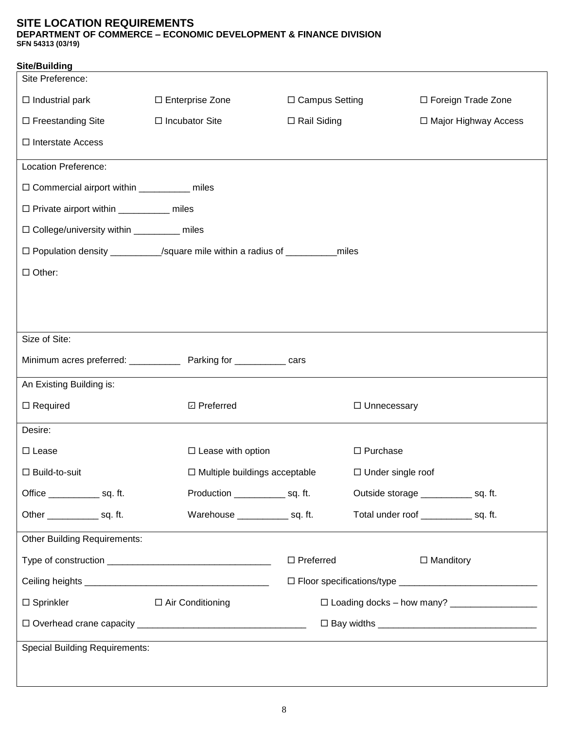# SITE LOCATION REQUIREMENTS

**DEPARTMENT OF COMMERCE – ECONOMIC DEVELOPMENT & FINANCE DIVISION**
**SFN 54313 (03/19)**

**Site/Building**

Site Preference:

☐ Industrial park ☐ Enterprise Zone ☐ Campus Setting ☐ Foreign Trade Zone

☐ Freestanding Site ☐ Incubator Site ☐ Rail Siding ☐ Major Highway Access

☐ Interstate Access

Location Preference:

☐ Commercial airport within __________ miles

☐ Private airport within __________ miles

☐ College/university within _________ miles

☐ Population density __________/square mile within a radius of __________miles

☐ Other:

Size of Site:

Minimum acres preferred: __________ Parking for __________ cars

An Existing Building is:

☐ Required ☑ Preferred ☐ Unnecessary

Desire:

☐ Lease ☐ Lease with option ☐ Purchase

☐ Build-to-suit ☐ Multiple buildings acceptable ☐ Under single roof

Office __________ sq. ft. Production __________ sq. ft. Outside storage __________ sq. ft.

Other __________ sq. ft. Warehouse __________ sq. ft. Total under roof __________ sq. ft.

Other Building Requirements:

Type of construction ________________________________ ☐ Preferred ☐ Manditory

Ceiling heights ____________________________________ ☐ Floor specifications/type ___________________________

☐ Sprinkler ☐ Air Conditioning ☐ Loading docks – how many? _________________

☐ Overhead crane capacity _________________________________ ☐ Bay widths _______________________________

Special Building Requirements: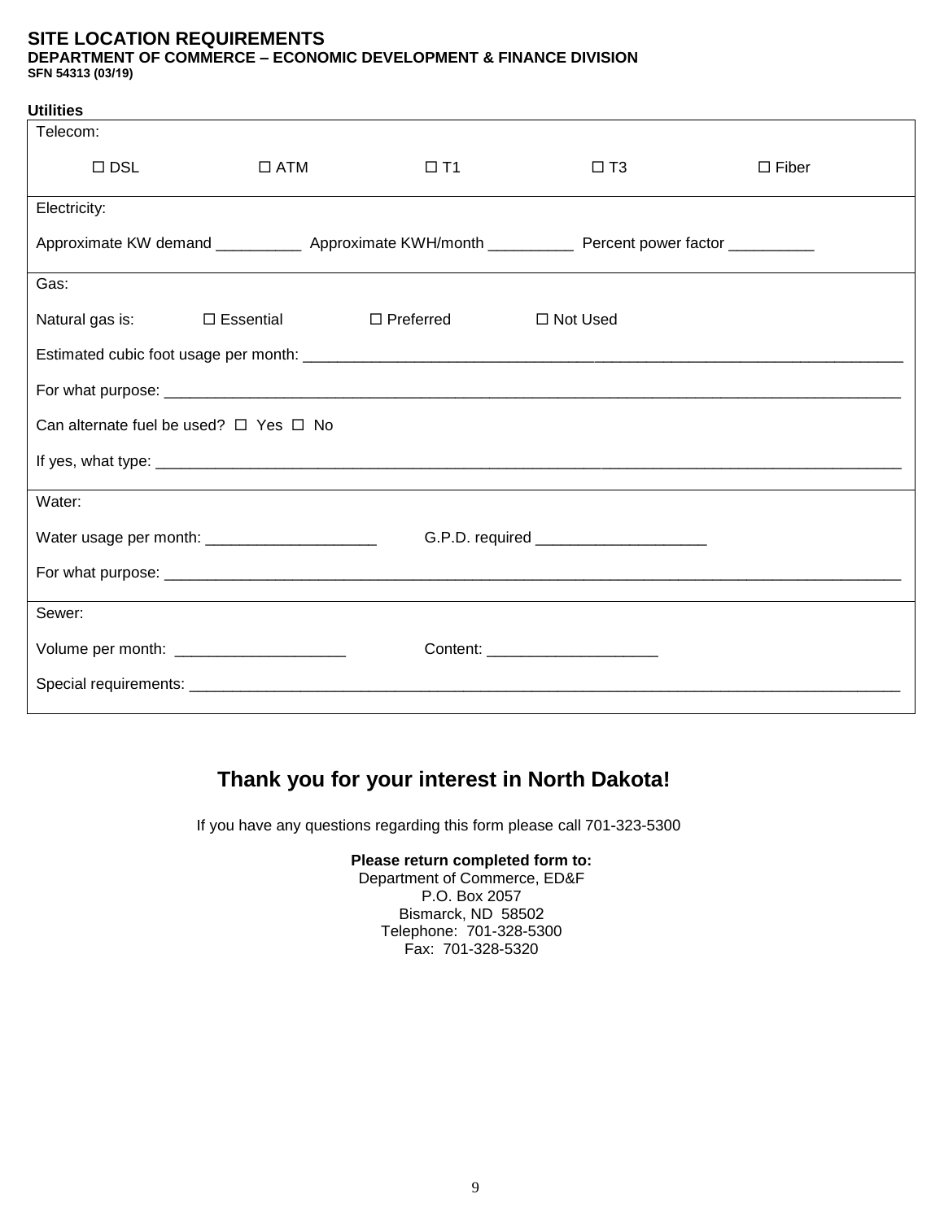# SITE LOCATION REQUIREMENTS

**DEPARTMENT OF COMMERCE – ECONOMIC DEVELOPMENT & FINANCE DIVISION**
**SFN 54313 (03/19)**

**Utilities**

Telecom:

☐ DSL ☐ ATM ☐ T1 ☐ T3 ☐ Fiber

Electricity:

Approximate KW demand __________ Approximate KWH/month __________ Percent power factor __________

Gas:

Natural gas is: ☐ Essential ☐ Preferred ☐ Not Used

Estimated cubic foot usage per month: ________________________________________________________________________

For what purpose: ________________________________________________________________________________________

Can alternate fuel be used? ☐ Yes ☐ No

If yes, what type: ________________________________________________________________________________________

Water:

Water usage per month: ____________________ G.P.D. required ____________________

For what purpose: ________________________________________________________________________________________

Sewer:

Volume per month: ____________________ Content: ____________________

Special requirements: _____________________________________________________________________________________

## Thank you for your interest in North Dakota!

If you have any questions regarding this form please call 701-323-5300

**Please return completed form to:**
Department of Commerce, ED&F
P.O. Box 2057
Bismarck, ND 58502
Telephone: 701-328-5300
Fax: 701-328-5320